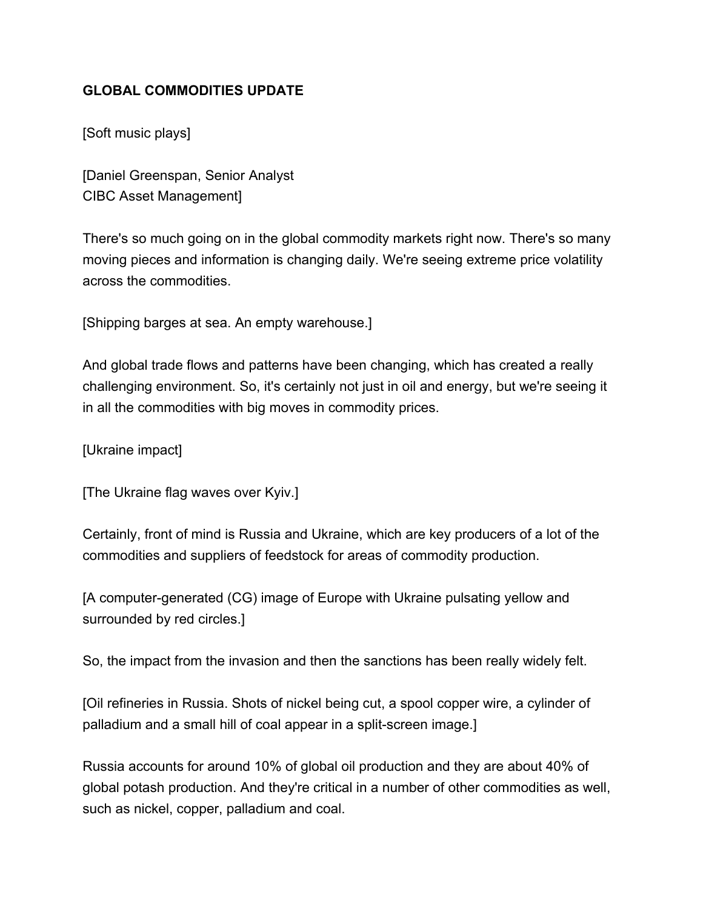**GLOBAL COMMODITIES UPDATE**

[Soft music plays]

[Daniel Greenspan, Senior Analyst
CIBC Asset Management]

There's so much going on in the global commodity markets right now. There's so many moving pieces and information is changing daily. We're seeing extreme price volatility across the commodities.

[Shipping barges at sea. An empty warehouse.]

And global trade flows and patterns have been changing, which has created a really challenging environment. So, it's certainly not just in oil and energy, but we're seeing it in all the commodities with big moves in commodity prices.

[Ukraine impact]

[The Ukraine flag waves over Kyiv.]

Certainly, front of mind is Russia and Ukraine, which are key producers of a lot of the commodities and suppliers of feedstock for areas of commodity production.

[A computer-generated (CG) image of Europe with Ukraine pulsating yellow and surrounded by red circles.]

So, the impact from the invasion and then the sanctions has been really widely felt.

[Oil refineries in Russia. Shots of nickel being cut, a spool copper wire, a cylinder of palladium and a small hill of coal appear in a split-screen image.]

Russia accounts for around 10% of global oil production and they are about 40% of global potash production. And they're critical in a number of other commodities as well, such as nickel, copper, palladium and coal.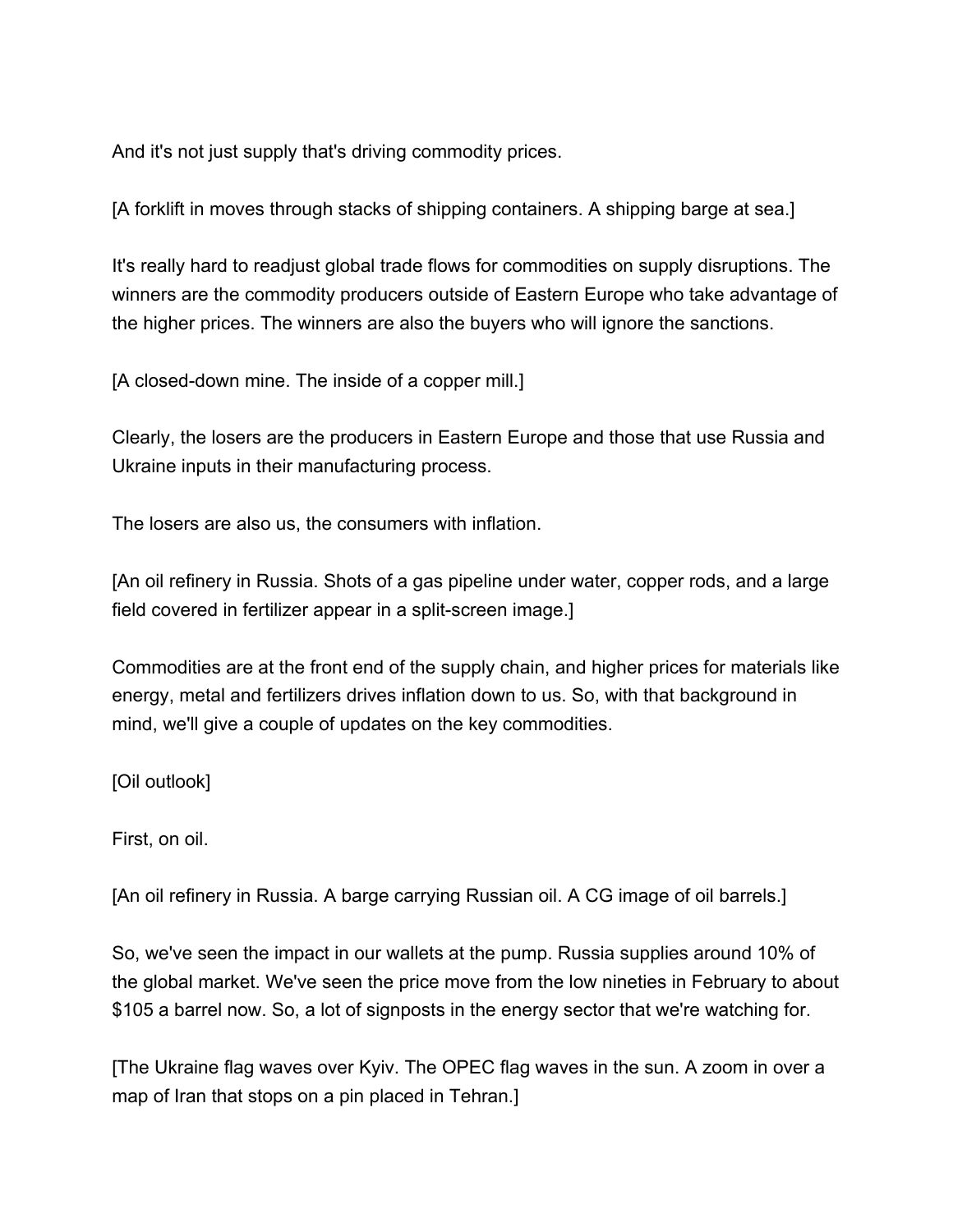And it's not just supply that's driving commodity prices.

[A forklift in moves through stacks of shipping containers. A shipping barge at sea.]

It's really hard to readjust global trade flows for commodities on supply disruptions. The winners are the commodity producers outside of Eastern Europe who take advantage of the higher prices. The winners are also the buyers who will ignore the sanctions.

[A closed-down mine. The inside of a copper mill.]

Clearly, the losers are the producers in Eastern Europe and those that use Russia and Ukraine inputs in their manufacturing process.

The losers are also us, the consumers with inflation.

[An oil refinery in Russia. Shots of a gas pipeline under water, copper rods, and a large field covered in fertilizer appear in a split-screen image.]

Commodities are at the front end of the supply chain, and higher prices for materials like energy, metal and fertilizers drives inflation down to us. So, with that background in mind, we'll give a couple of updates on the key commodities.

[Oil outlook]

First, on oil.

[An oil refinery in Russia. A barge carrying Russian oil. A CG image of oil barrels.]

So, we've seen the impact in our wallets at the pump. Russia supplies around 10% of the global market. We've seen the price move from the low nineties in February to about $105 a barrel now. So, a lot of signposts in the energy sector that we're watching for.

[The Ukraine flag waves over Kyiv. The OPEC flag waves in the sun. A zoom in over a map of Iran that stops on a pin placed in Tehran.]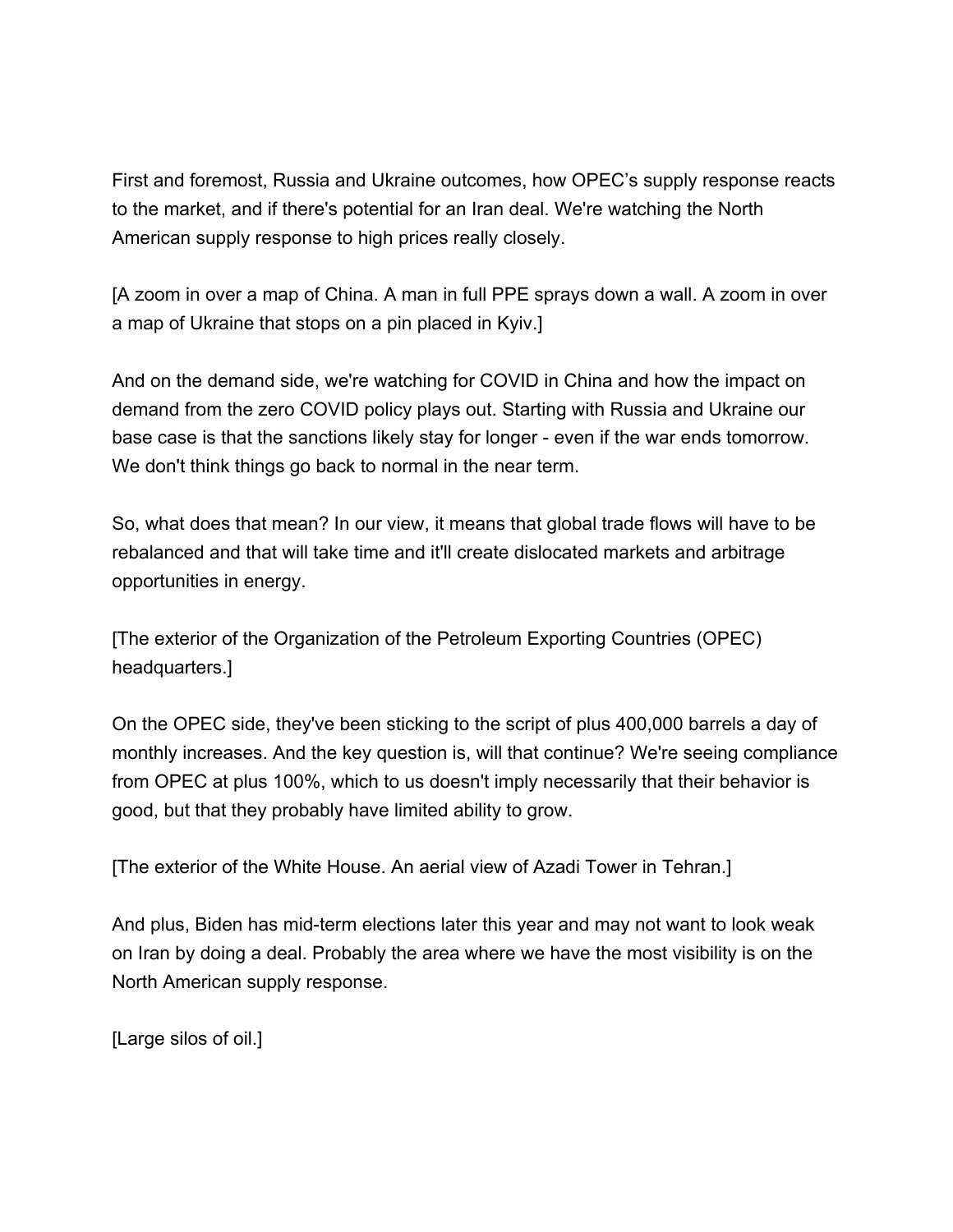First and foremost, Russia and Ukraine outcomes, how OPEC's supply response reacts to the market, and if there's potential for an Iran deal. We're watching the North American supply response to high prices really closely.

[A zoom in over a map of China. A man in full PPE sprays down a wall. A zoom in over a map of Ukraine that stops on a pin placed in Kyiv.]

And on the demand side, we're watching for COVID in China and how the impact on demand from the zero COVID policy plays out. Starting with Russia and Ukraine our base case is that the sanctions likely stay for longer - even if the war ends tomorrow. We don't think things go back to normal in the near term.

So, what does that mean? In our view, it means that global trade flows will have to be rebalanced and that will take time and it'll create dislocated markets and arbitrage opportunities in energy.

[The exterior of the Organization of the Petroleum Exporting Countries (OPEC) headquarters.]

On the OPEC side, they've been sticking to the script of plus 400,000 barrels a day of monthly increases. And the key question is, will that continue? We're seeing compliance from OPEC at plus 100%, which to us doesn't imply necessarily that their behavior is good, but that they probably have limited ability to grow.

[The exterior of the White House. An aerial view of Azadi Tower in Tehran.]

And plus, Biden has mid-term elections later this year and may not want to look weak on Iran by doing a deal. Probably the area where we have the most visibility is on the North American supply response.

[Large silos of oil.]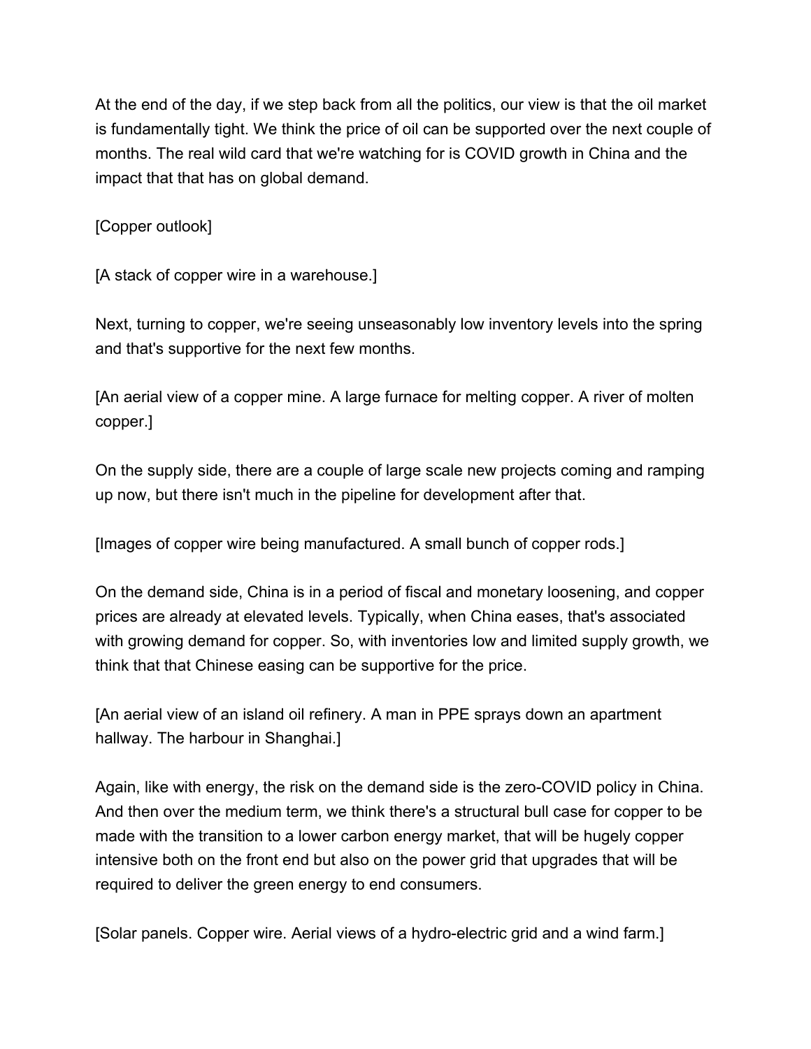At the end of the day, if we step back from all the politics, our view is that the oil market is fundamentally tight. We think the price of oil can be supported over the next couple of months. The real wild card that we're watching for is COVID growth in China and the impact that that has on global demand.

[Copper outlook]

[A stack of copper wire in a warehouse.]

Next, turning to copper, we're seeing unseasonably low inventory levels into the spring and that's supportive for the next few months.

[An aerial view of a copper mine. A large furnace for melting copper. A river of molten copper.]

On the supply side, there are a couple of large scale new projects coming and ramping up now, but there isn't much in the pipeline for development after that.

[Images of copper wire being manufactured. A small bunch of copper rods.]

On the demand side, China is in a period of fiscal and monetary loosening, and copper prices are already at elevated levels. Typically, when China eases, that's associated with growing demand for copper. So, with inventories low and limited supply growth, we think that that Chinese easing can be supportive for the price.

[An aerial view of an island oil refinery. A man in PPE sprays down an apartment hallway. The harbour in Shanghai.]

Again, like with energy, the risk on the demand side is the zero-COVID policy in China. And then over the medium term, we think there's a structural bull case for copper to be made with the transition to a lower carbon energy market, that will be hugely copper intensive both on the front end but also on the power grid that upgrades that will be required to deliver the green energy to end consumers.

[Solar panels. Copper wire. Aerial views of a hydro-electric grid and a wind farm.]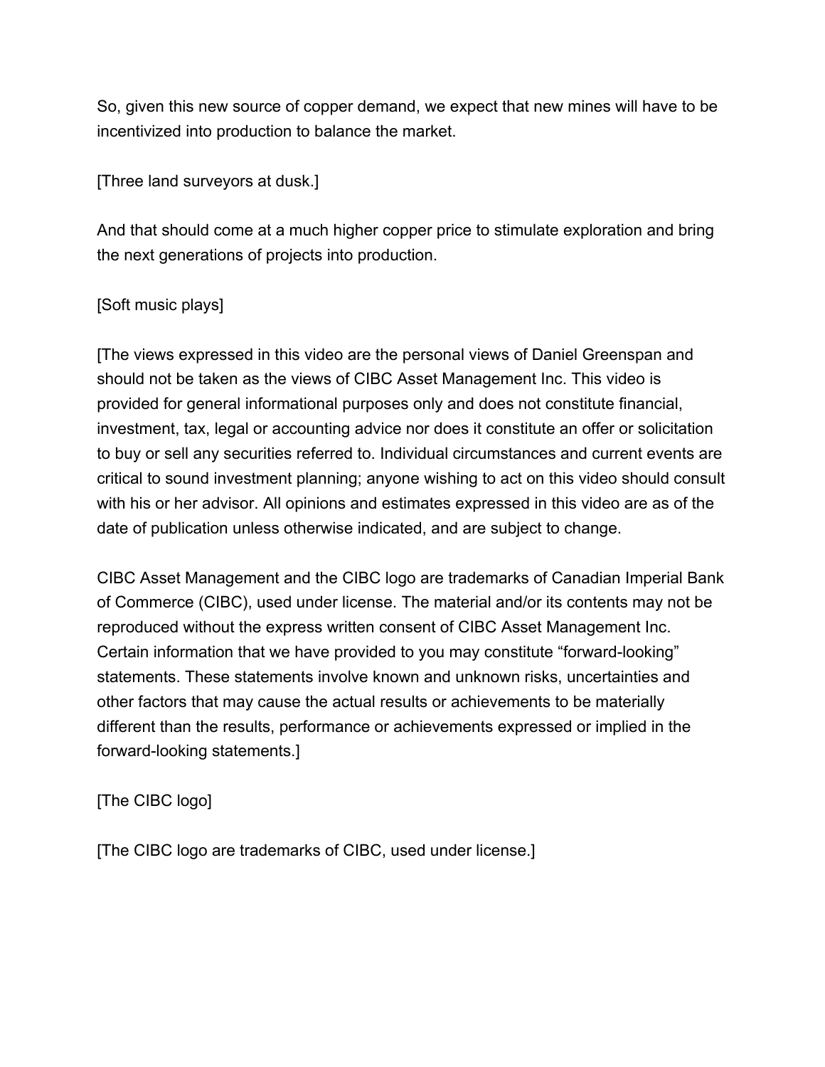So, given this new source of copper demand, we expect that new mines will have to be incentivized into production to balance the market.

[Three land surveyors at dusk.]

And that should come at a much higher copper price to stimulate exploration and bring the next generations of projects into production.

[Soft music plays]

[The views expressed in this video are the personal views of Daniel Greenspan and should not be taken as the views of CIBC Asset Management Inc. This video is provided for general informational purposes only and does not constitute financial, investment, tax, legal or accounting advice nor does it constitute an offer or solicitation to buy or sell any securities referred to. Individual circumstances and current events are critical to sound investment planning; anyone wishing to act on this video should consult with his or her advisor. All opinions and estimates expressed in this video are as of the date of publication unless otherwise indicated, and are subject to change.

CIBC Asset Management and the CIBC logo are trademarks of Canadian Imperial Bank of Commerce (CIBC), used under license. The material and/or its contents may not be reproduced without the express written consent of CIBC Asset Management Inc. Certain information that we have provided to you may constitute "forward-looking" statements. These statements involve known and unknown risks, uncertainties and other factors that may cause the actual results or achievements to be materially different than the results, performance or achievements expressed or implied in the forward-looking statements.]

[The CIBC logo]

[The CIBC logo are trademarks of CIBC, used under license.]